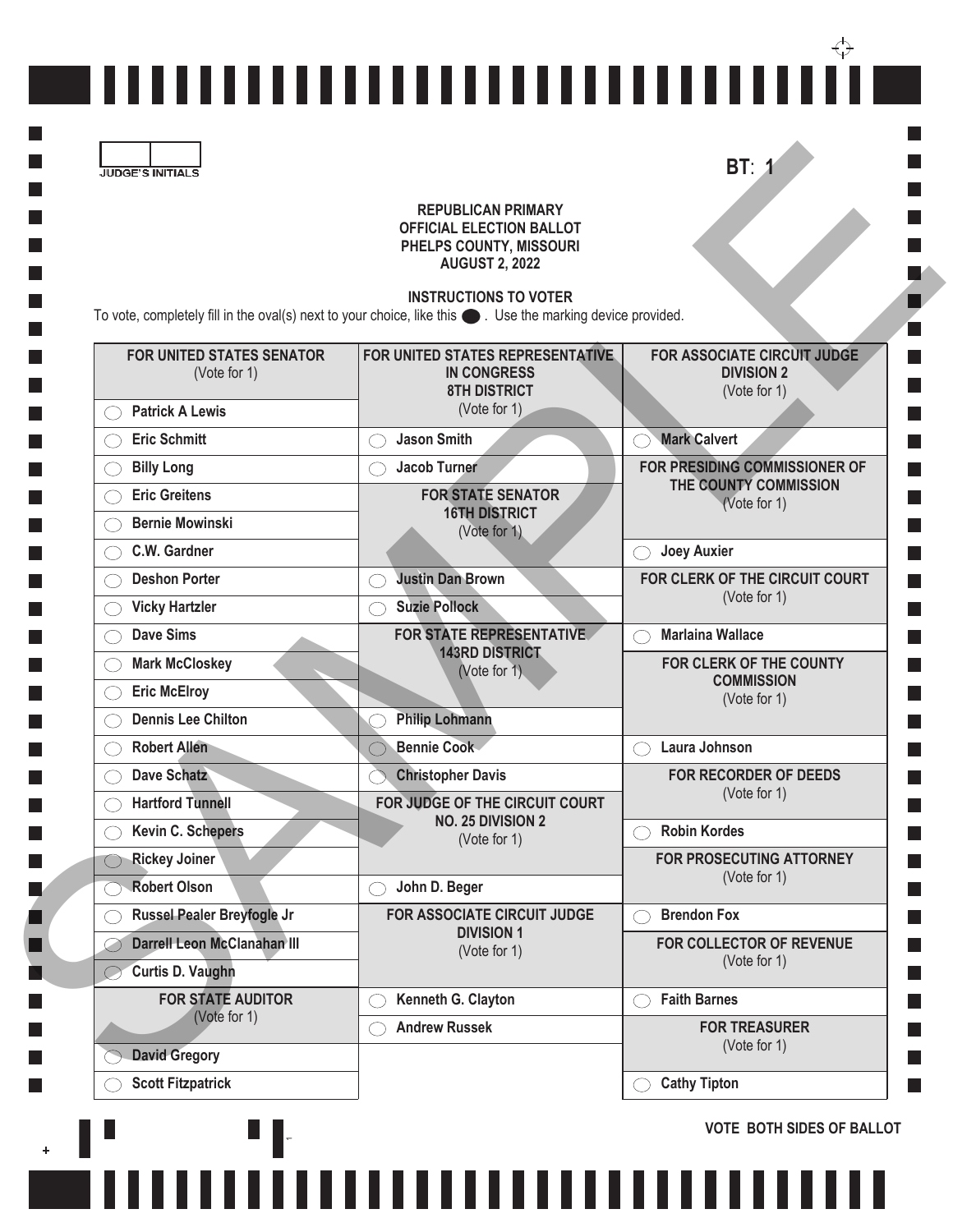JUDGE'S INITIALS

BT: 1

**REPUBLICAN PRIMARY**
**OFFICIAL ELECTION BALLOT**
**PHELPS COUNTY, MISSOURI**
**AUGUST 2, 2022**

**INSTRUCTIONS TO VOTER**

To vote, completely fill in the oval(s) next to your choice, like this ⬤ . Use the marking device provided.

SAMPLE

### FOR UNITED STATES SENATOR
(Vote for 1)

- ◯ Patrick A Lewis
- ◯ Eric Schmitt
- ◯ Billy Long
- ◯ Eric Greitens
- ◯ Bernie Mowinski
- ◯ C.W. Gardner
- ◯ Deshon Porter
- ◯ Vicky Hartzler
- ◯ Dave Sims
- ◯ Mark McCloskey
- ◯ Eric McElroy
- ◯ Dennis Lee Chilton
- ◯ Robert Allen
- ◯ Dave Schatz
- ◯ Hartford Tunnell
- ◯ Kevin C. Schepers
- ◯ Rickey Joiner
- ◯ Robert Olson
- ◯ Russel Pealer Breyfogle Jr
- ◯ Darrell Leon McClanahan III
- ◯ Curtis D. Vaughn

### FOR STATE AUDITOR
(Vote for 1)

- ◯ David Gregory
- ◯ Scott Fitzpatrick

### FOR UNITED STATES REPRESENTATIVE IN CONGRESS 8TH DISTRICT
(Vote for 1)

- ◯ Jason Smith
- ◯ Jacob Turner

### FOR STATE SENATOR 16TH DISTRICT
(Vote for 1)

- ◯ Justin Dan Brown
- ◯ Suzie Pollock

### FOR STATE REPRESENTATIVE 143RD DISTRICT
(Vote for 1)

- ◯ Philip Lohmann
- ◯ Bennie Cook
- ◯ Christopher Davis

### FOR JUDGE OF THE CIRCUIT COURT NO. 25 DIVISION 2
(Vote for 1)

- ◯ John D. Beger

### FOR ASSOCIATE CIRCUIT JUDGE DIVISION 1
(Vote for 1)

- ◯ Kenneth G. Clayton
- ◯ Andrew Russek

### FOR ASSOCIATE CIRCUIT JUDGE DIVISION 2
(Vote for 1)

- ◯ Mark Calvert

### FOR PRESIDING COMMISSIONER OF THE COUNTY COMMISSION
(Vote for 1)

- ◯ Joey Auxier

### FOR CLERK OF THE CIRCUIT COURT
(Vote for 1)

- ◯ Marlaina Wallace

### FOR CLERK OF THE COUNTY COMMISSION
(Vote for 1)

- ◯ Laura Johnson

### FOR RECORDER OF DEEDS
(Vote for 1)

- ◯ Robin Kordes

### FOR PROSECUTING ATTORNEY
(Vote for 1)

- ◯ Brendon Fox

### FOR COLLECTOR OF REVENUE
(Vote for 1)

- ◯ Faith Barnes

### FOR TREASURER
(Vote for 1)

- ◯ Cathy Tipton

**VOTE BOTH SIDES OF BALLOT**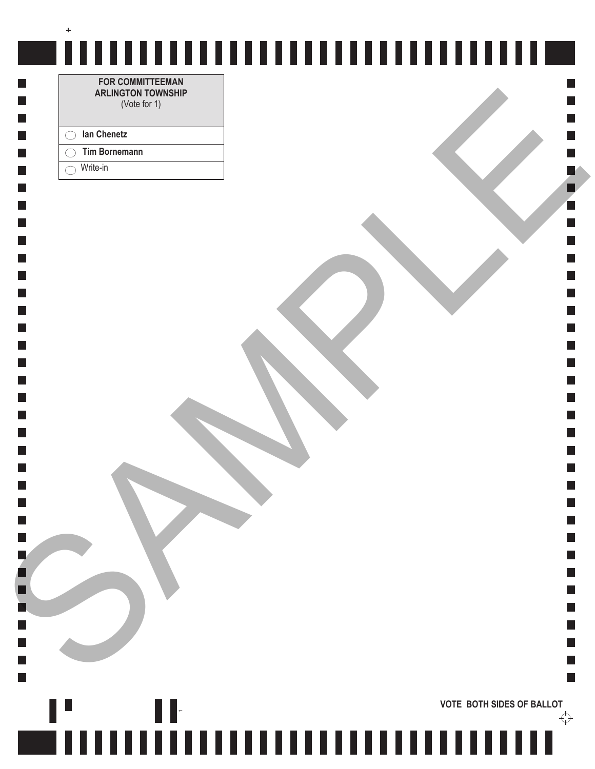## FOR COMMITTEEMAN
## ARLINGTON TOWNSHIP
(Vote for 1)

- ◯ **Ian Chenetz**
- ◯ **Tim Bornemann**
- ◯ Write-in

SAMPLE

**VOTE BOTH SIDES OF BALLOT**